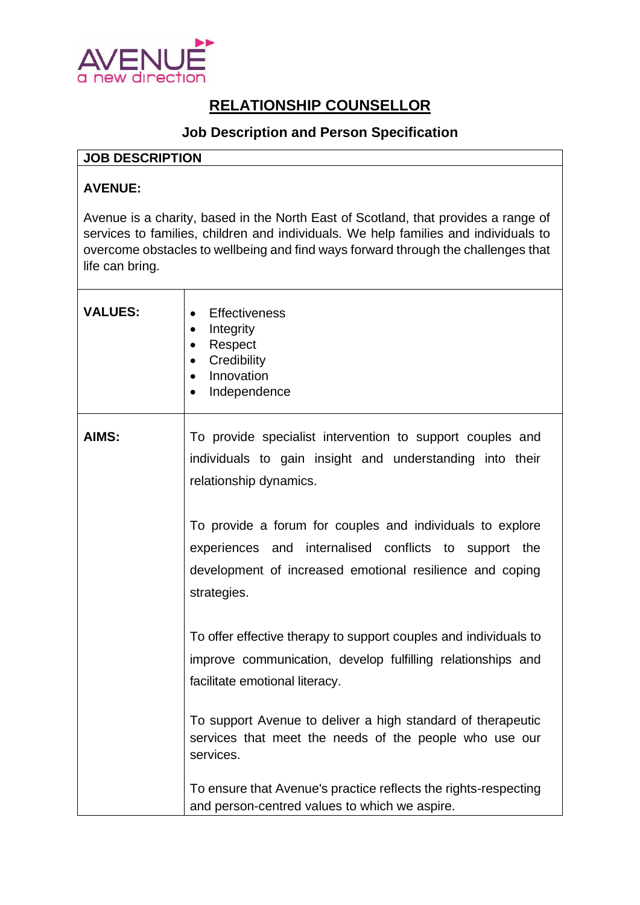AVENUE
a new direction

# RELATIONSHIP COUNSELLOR

## Job Description and Person Specification

| JOB DESCRIPTION | |
|---|---|
| **AVENUE:**<br><br>Avenue is a charity, based in the North East of Scotland, that provides a range of services to families, children and individuals. We help families and individuals to overcome obstacles to wellbeing and find ways forward through the challenges that life can bring. | |
| **VALUES:** | • Effectiveness<br>• Integrity<br>• Respect<br>• Credibility<br>• Innovation<br>• Independence |
| **AIMS:** | To provide specialist intervention to support couples and individuals to gain insight and understanding into their relationship dynamics.<br><br>To provide a forum for couples and individuals to explore experiences and internalised conflicts to support the development of increased emotional resilience and coping strategies.<br><br>To offer effective therapy to support couples and individuals to improve communication, develop fulfilling relationships and facilitate emotional literacy.<br><br>To support Avenue to deliver a high standard of therapeutic services that meet the needs of the people who use our services.<br><br>To ensure that Avenue's practice reflects the rights-respecting and person-centred values to which we aspire. |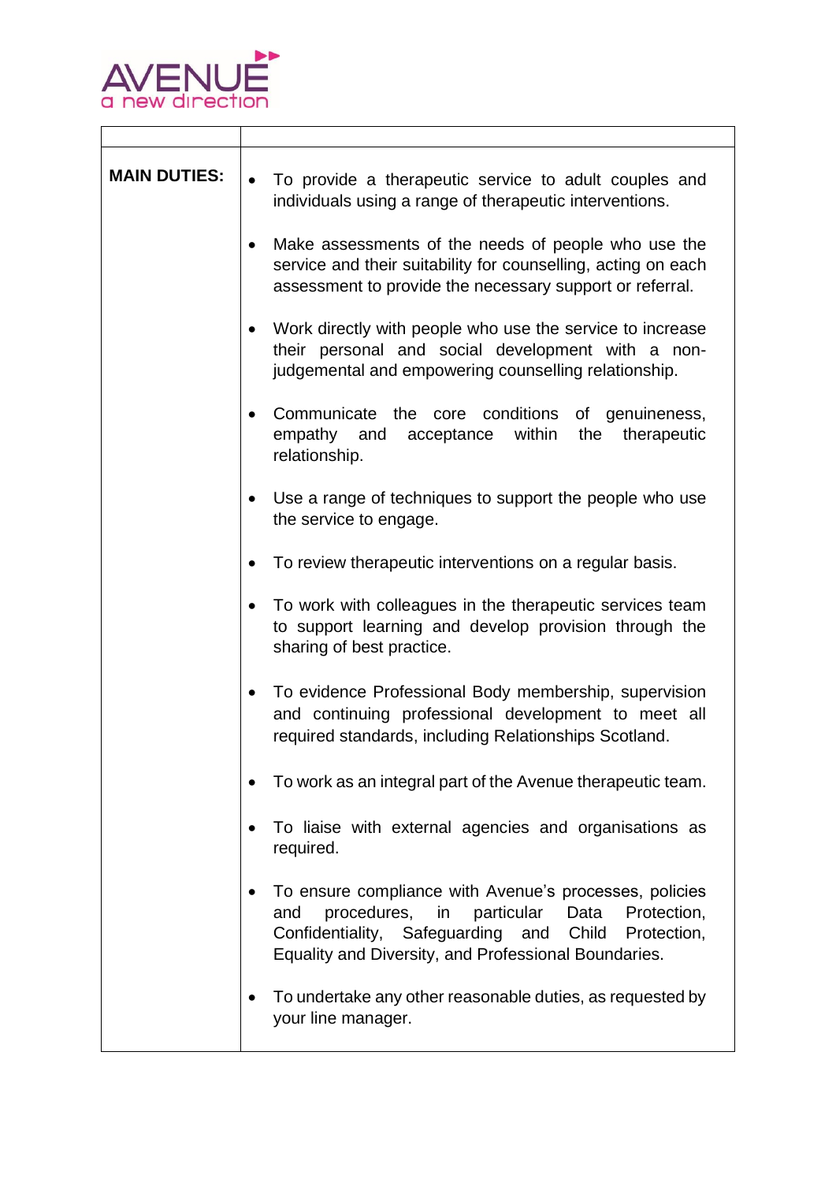| | |
|---|---|
| **MAIN DUTIES:** | • To provide a therapeutic service to adult couples and individuals using a range of therapeutic interventions.<br><br>• Make assessments of the needs of people who use the service and their suitability for counselling, acting on each assessment to provide the necessary support or referral.<br><br>• Work directly with people who use the service to increase their personal and social development with a non-judgemental and empowering counselling relationship.<br><br>• Communicate the core conditions of genuineness, empathy and acceptance within the therapeutic relationship.<br><br>• Use a range of techniques to support the people who use the service to engage.<br><br>• To review therapeutic interventions on a regular basis.<br><br>• To work with colleagues in the therapeutic services team to support learning and develop provision through the sharing of best practice.<br><br>• To evidence Professional Body membership, supervision and continuing professional development to meet all required standards, including Relationships Scotland.<br><br>• To work as an integral part of the Avenue therapeutic team.<br><br>• To liaise with external agencies and organisations as required.<br><br>• To ensure compliance with Avenue's processes, policies and procedures, in particular Data Protection, Confidentiality, Safeguarding and Child Protection, Equality and Diversity, and Professional Boundaries.<br><br>• To undertake any other reasonable duties, as requested by your line manager. |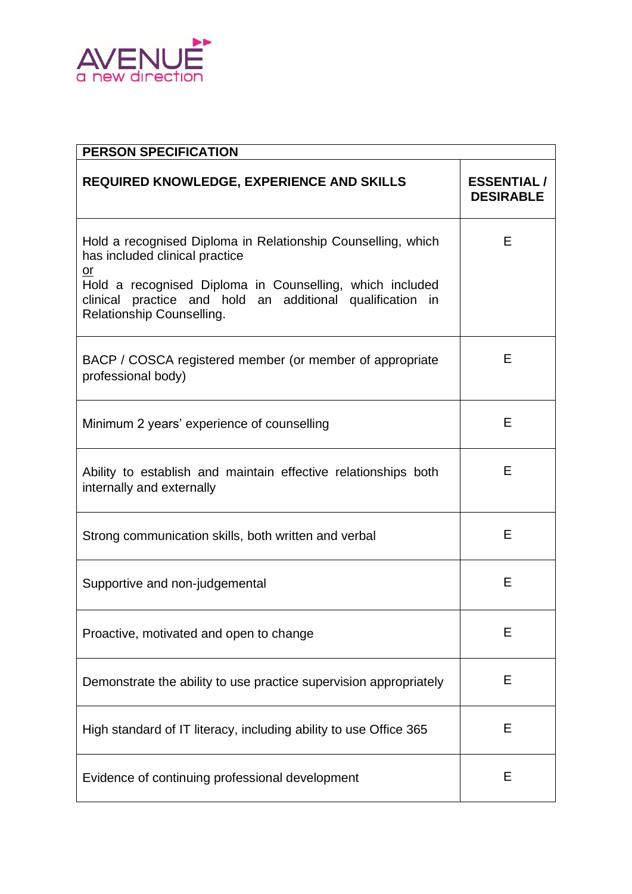| PERSON SPECIFICATION | |
|---|---|
| **REQUIRED KNOWLEDGE, EXPERIENCE AND SKILLS** | **ESSENTIAL / DESIRABLE** |
| Hold a recognised Diploma in Relationship Counselling, which has included clinical practice <u>or</u> Hold a recognised Diploma in Counselling, which included clinical practice and hold an additional qualification in Relationship Counselling. | E |
| BACP / COSCA registered member (or member of appropriate professional body) | E |
| Minimum 2 years' experience of counselling | E |
| Ability to establish and maintain effective relationships both internally and externally | E |
| Strong communication skills, both written and verbal | E |
| Supportive and non-judgemental | E |
| Proactive, motivated and open to change | E |
| Demonstrate the ability to use practice supervision appropriately | E |
| High standard of IT literacy, including ability to use Office 365 | E |
| Evidence of continuing professional development | E |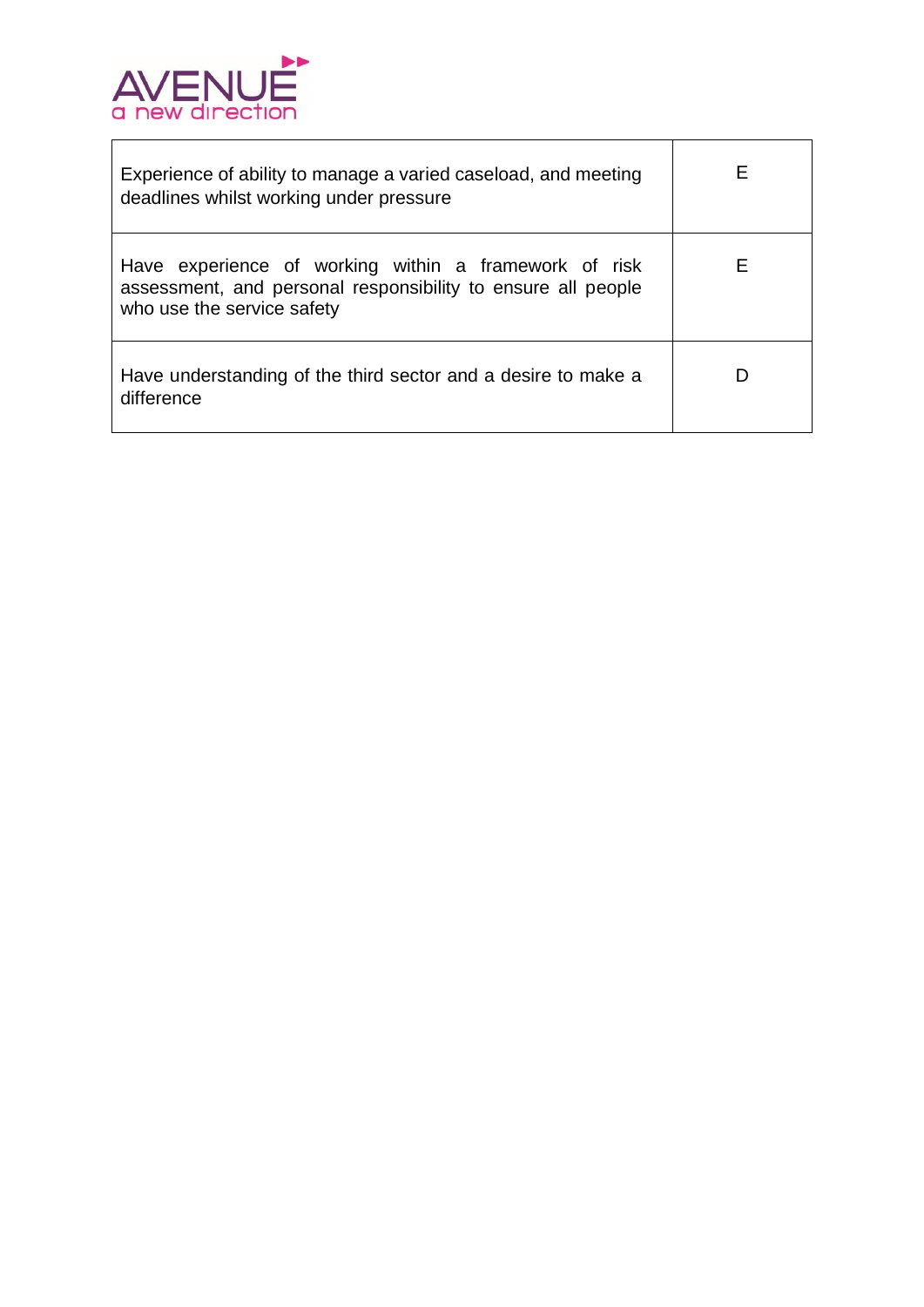| | |
|---|---|
| Experience of ability to manage a varied caseload, and meeting deadlines whilst working under pressure | E |
| Have experience of working within a framework of risk assessment, and personal responsibility to ensure all people who use the service safety | E |
| Have understanding of the third sector and a desire to make a difference | D |